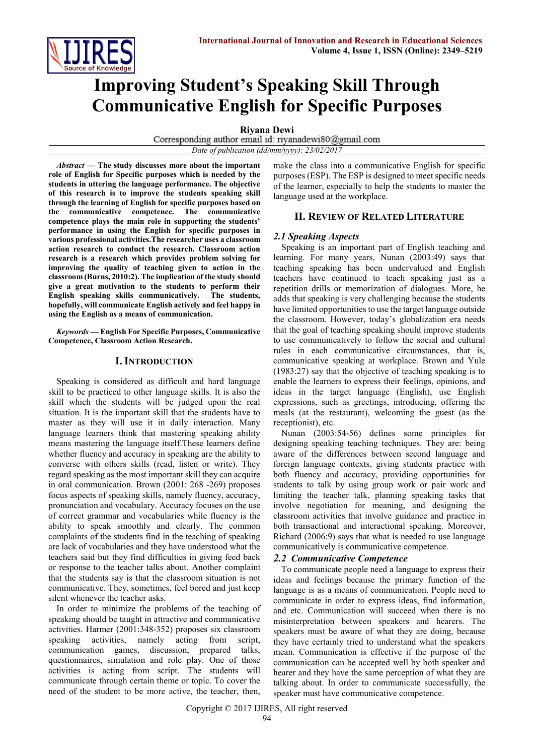# Improving Student's Speaking Skill Through Communicative English for Specific Purposes

**Riyana Dewi**

Corresponding author email id: riyanadewi80@gmail.com

*Date of publication (dd/mm/yyyy): 23/02/2017*

***Abstract*** **— The study discusses more about the important role of English for Specific purposes which is needed by the students in uttering the language performance. The objective of this research is to improve the students speaking skill through the learning of English for specific purposes based on the communicative competence. The communicative competence plays the main role in supporting the students' performance in using the English for specific purposes in various professional activities.The researcher uses a classroom action research to conduct the research. Classroom action research is a research which provides problem solving for improving the quality of teaching given to action in the classroom (Burns, 2010:2). The implication of the study should give a great motivation to the students to perform their English speaking skills communicatively. The students, hopefully, will communicate English actively and feel happy in using the English as a means of communication.**

***Keywords*** **— English For Specific Purposes, Communicative Competence, Classroom Action Research.**

## I. Introduction

Speaking is considered as difficult and hard language skill to be practiced to other language skills. It is also the skill which the students will be judged upon the real situation. It is the important skill that the students have to master as they will use it in daily interaction. Many language learners think that mastering speaking ability means mastering the language itself.These learners define whether fluency and accuracy in speaking are the ability to converse with others skills (read, listen or write). They regard speaking as the most important skill they can acquire in oral communication. Brown (2001: 268 -269) proposes focus aspects of speaking skills, namely fluency, accuracy, pronunciation and vocabulary. Accuracy focuses on the use of correct grammar and vocabularies while fluency is the ability to speak smoothly and clearly. The common complaints of the students find in the teaching of speaking are lack of vocabularies and they have understood what the teachers said but they find difficulties in giving feed back or response to the teacher talks about. Another complaint that the students say is that the classroom situation is not communicative. They, sometimes, feel bored and just keep silent whenever the teacher asks.

In order to minimize the problems of the teaching of speaking should be taught in attractive and communicative activities. Harmer (2001:348-352) proposes six classroom speaking activities, namely acting from script, communication games, discussion, prepared talks, questionnaires, simulation and role play. One of those activities is acting from script. The students will communicate through certain theme or topic. To cover the need of the student to be more active, the teacher, then, make the class into a communicative English for specific purposes (ESP). The ESP is designed to meet specific needs of the learner, especially to help the students to master the language used at the workplace.

## II. Review of Related Literature

### *2.1 Speaking Aspects*

Speaking is an important part of English teaching and learning. For many years, Nunan (2003:49) says that teaching speaking has been undervalued and English teachers have continued to teach speaking just as a repetition drills or memorization of dialogues. More, he adds that speaking is very challenging because the students have limited opportunities to use the target language outside the classroom. However, today's globalization era needs that the goal of teaching speaking should improve students to use communicatively to follow the social and cultural rules in each communicative circumstances, that is, communicative speaking at workplace. Brown and Yule (1983:27) say that the objective of teaching speaking is to enable the learners to express their feelings, opinions, and ideas in the target language (English), use English expressions, such as greetings, introducing, offering the meals (at the restaurant), welcoming the guest (as the receptionist), etc.

Nunan (2003:54-56) defines some principles for designing speaking teaching techniques. They are: being aware of the differences between second language and foreign language contexts, giving students practice with both fluency and accuracy, providing opportunities for students to talk by using group work or pair work and limiting the teacher talk, planning speaking tasks that involve negotiation for meaning, and designing the classroom activities that involve guidance and practice in both transactional and interactional speaking. Moreover, Richard (2006:9) says that what is needed to use language communicatively is communicative competence.

### *2.2 Communicative Competence*

To communicate people need a language to express their ideas and feelings because the primary function of the language is as a means of communication. People need to communicate in order to express ideas, find information, and etc. Communication will succeed when there is no misinterpretation between speakers and hearers. The speakers must be aware of what they are doing, because they have certainly tried to understand what the speakers mean. Communication is effective if the purpose of the communication can be accepted well by both speaker and hearer and they have the same perception of what they are talking about. In order to communicate successfully, the speaker must have communicative competence.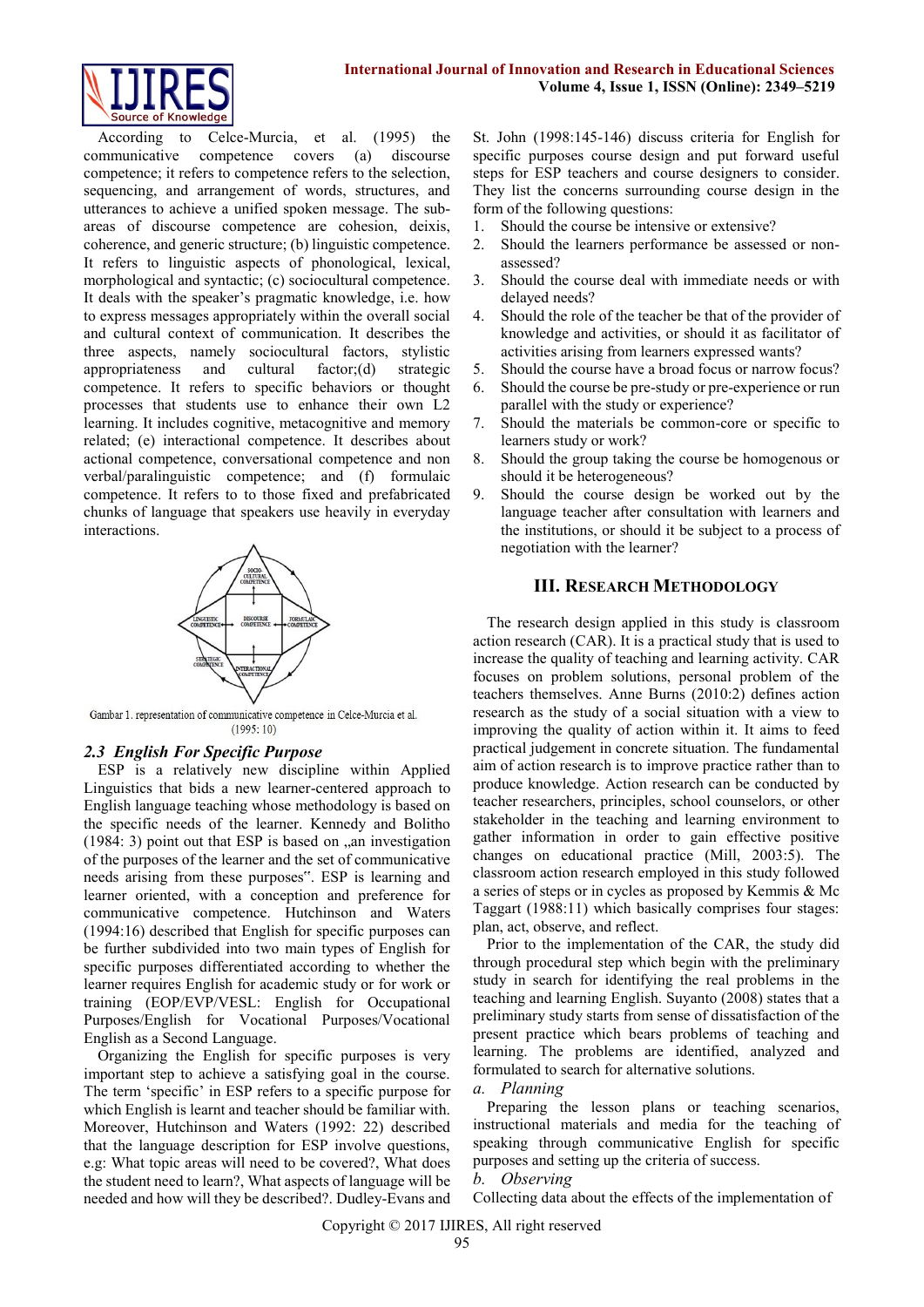According to Celce-Murcia, et al. (1995) the communicative competence covers (a) discourse competence; it refers to competence refers to the selection, sequencing, and arrangement of words, structures, and utterances to achieve a unified spoken message. The sub-areas of discourse competence are cohesion, deixis, coherence, and generic structure; (b) linguistic competence. It refers to linguistic aspects of phonological, lexical, morphological and syntactic; (c) sociocultural competence. It deals with the speaker's pragmatic knowledge, i.e. how to express messages appropriately within the overall social and cultural context of communication. It describes the three aspects, namely sociocultural factors, stylistic appropriateness and cultural factor;(d) strategic competence. It refers to specific behaviors or thought processes that students use to enhance their own L2 learning. It includes cognitive, metacognitive and memory related; (e) interactional competence. It describes about actional competence, conversational competence and non verbal/paralinguistic competence; and (f) formulaic competence. It refers to to those fixed and prefabricated chunks of language that speakers use heavily in everyday interactions.

Gambar 1. representation of communicative competence in Celce-Murcia et al. (1995: 10)

### 2.3 English For Specific Purpose

ESP is a relatively new discipline within Applied Linguistics that bids a new learner-centered approach to English language teaching whose methodology is based on the specific needs of the learner. Kennedy and Bolitho (1984: 3) point out that ESP is based on „an investigation of the purposes of the learner and the set of communicative needs arising from these purposes". ESP is learning and learner oriented, with a conception and preference for communicative competence. Hutchinson and Waters (1994:16) described that English for specific purposes can be further subdivided into two main types of English for specific purposes differentiated according to whether the learner requires English for academic study or for work or training (EOP/EVP/VESL: English for Occupational Purposes/English for Vocational Purposes/Vocational English as a Second Language.

Organizing the English for specific purposes is very important step to achieve a satisfying goal in the course. The term 'specific' in ESP refers to a specific purpose for which English is learnt and teacher should be familiar with. Moreover, Hutchinson and Waters (1992: 22) described that the language description for ESP involve questions, e.g: What topic areas will need to be covered?, What does the student need to learn?, What aspects of language will be needed and how will they be described?. Dudley-Evans and St. John (1998:145-146) discuss criteria for English for specific purposes course design and put forward useful steps for ESP teachers and course designers to consider. They list the concerns surrounding course design in the form of the following questions:

1. Should the course be intensive or extensive?
2. Should the learners performance be assessed or non-assessed?
3. Should the course deal with immediate needs or with delayed needs?
4. Should the role of the teacher be that of the provider of knowledge and activities, or should it as facilitator of activities arising from learners expressed wants?
5. Should the course have a broad focus or narrow focus?
6. Should the course be pre-study or pre-experience or run parallel with the study or experience?
7. Should the materials be common-core or specific to learners study or work?
8. Should the group taking the course be homogenous or should it be heterogeneous?
9. Should the course design be worked out by the language teacher after consultation with learners and the institutions, or should it be subject to a process of negotiation with the learner?

## III. Research Methodology

The research design applied in this study is classroom action research (CAR). It is a practical study that is used to increase the quality of teaching and learning activity. CAR focuses on problem solutions, personal problem of the teachers themselves. Anne Burns (2010:2) defines action research as the study of a social situation with a view to improving the quality of action within it. It aims to feed practical judgement in concrete situation. The fundamental aim of action research is to improve practice rather than to produce knowledge. Action research can be conducted by teacher researchers, principles, school counselors, or other stakeholder in the teaching and learning environment to gather information in order to gain effective positive changes on educational practice (Mill, 2003:5). The classroom action research employed in this study followed a series of steps or in cycles as proposed by Kemmis & Mc Taggart (1988:11) which basically comprises four stages: plan, act, observe, and reflect.

Prior to the implementation of the CAR, the study did through procedural step which begin with the preliminary study in search for identifying the real problems in the teaching and learning English. Suyanto (2008) states that a preliminary study starts from sense of dissatisfaction of the present practice which bears problems of teaching and learning. The problems are identified, analyzed and formulated to search for alternative solutions.

*a. Planning*

Preparing the lesson plans or teaching scenarios, instructional materials and media for the teaching of speaking through communicative English for specific purposes and setting up the criteria of success.

*b. Observing*

Collecting data about the effects of the implementation of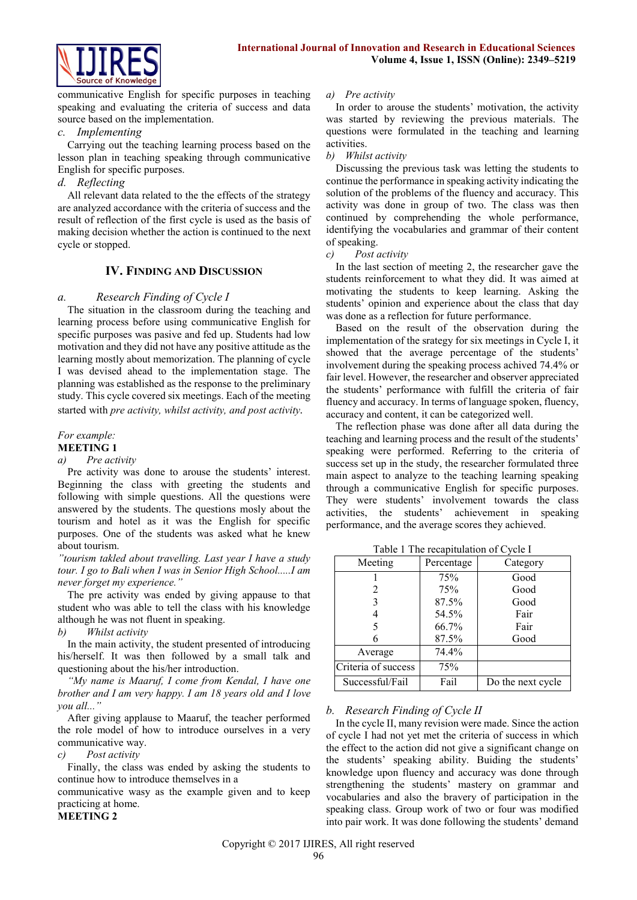communicative English for specific purposes in teaching speaking and evaluating the criteria of success and data source based on the implementation.

*c. Implementing*

Carrying out the teaching learning process based on the lesson plan in teaching speaking through communicative English for specific purposes.

*d. Reflecting*

All relevant data related to the the effects of the strategy are analyzed accordance with the criteria of success and the result of reflection of the first cycle is used as the basis of making decision whether the action is continued to the next cycle or stopped.

## IV. Finding and Discussion

### *a. Research Finding of Cycle I*

The situation in the classroom during the teaching and learning process before using communicative English for specific purposes was pasive and fed up. Students had low motivation and they did not have any positive attitude as the learning mostly about memorization. The planning of cycle I was devised ahead to the implementation stage. The planning was established as the response to the preliminary study. This cycle covered six meetings. Each of the meeting started with *pre activity, whilst activity, and post activity*.

*For example:*

**MEETING 1**

*a) Pre activity*

Pre activity was done to arouse the students' interest. Beginning the class with greeting the students and following with simple questions. All the questions were answered by the students. The questions mosly about the tourism and hotel as it was the English for specific purposes. One of the students was asked what he knew about tourism.

*"tourism takled about travelling. Last year I have a study tour. I go to Bali when I was in Senior High School.....I am never forget my experience."*

The pre activity was ended by giving appause to that student who was able to tell the class with his knowledge although he was not fluent in speaking.

*b) Whilst activity*

In the main activity, the student presented of introducing his/herself. It was then followed by a small talk and questioning about the his/her introduction.

*"My name is Maaruf, I come from Kendal, I have one brother and I am very happy. I am 18 years old and I love you all..."*

After giving applause to Maaruf, the teacher performed the role model of how to introduce ourselves in a very communicative way.

*c) Post activity*

Finally, the class was ended by asking the students to continue how to introduce themselves in a communicative wasy as the example given and to keep practicing at home.

**MEETING 2**

*a) Pre activity*

In order to arouse the students' motivation, the activity was started by reviewing the previous materials. The questions were formulated in the teaching and learning activities.

*b) Whilst activity*

Discussing the previous task was letting the students to continue the performance in speaking activity indicating the solution of the problems of the fluency and accuracy. This activity was done in group of two. The class was then continued by comprehending the whole performance, identifying the vocabularies and grammar of their content of speaking.

*c) Post activity*

In the last section of meeting 2, the researcher gave the students reinforcement to what they did. It was aimed at motivating the students to keep learning. Asking the students' opinion and experience about the class that day was done as a reflection for future performance.

Based on the result of the observation during the implementation of the srategy for six meetings in Cycle I, it showed that the average percentage of the students' involvement during the speaking process achived 74.4% or fair level. However, the researcher and observer appreciated the students' performance with fulfill the criteria of fair fluency and accuracy. In terms of language spoken, fluency, accuracy and content, it can be categorized well.

The reflection phase was done after all data during the teaching and learning process and the result of the students' speaking were performed. Referring to the criteria of success set up in the study, the researcher formulated three main aspect to analyze to the teaching learning speaking through a communicative English for specific purposes. They were students' involvement towards the class activities, the students' achievement in speaking performance, and the average scores they achieved.

Table 1 The recapitulation of Cycle I

| Meeting | Percentage | Category |
|---|---|---|
| 1 | 75% | Good |
| 2 | 75% | Good |
| 3 | 87.5% | Good |
| 4 | 54.5% | Fair |
| 5 | 66.7% | Fair |
| 6 | 87.5% | Good |
| Average | 74.4% | |
| Criteria of success | 75% | |
| Successful/Fail | Fail | Do the next cycle |

### *b. Research Finding of Cycle II*

In the cycle II, many revision were made. Since the action of cycle I had not yet met the criteria of success in which the effect to the action did not give a significant change on the students' speaking ability. Buiding the students' knowledge upon fluency and accuracy was done through strengthening the students' mastery on grammar and vocabularies and also the bravery of participation in the speaking class. Group work of two or four was modified into pair work. It was done following the students' demand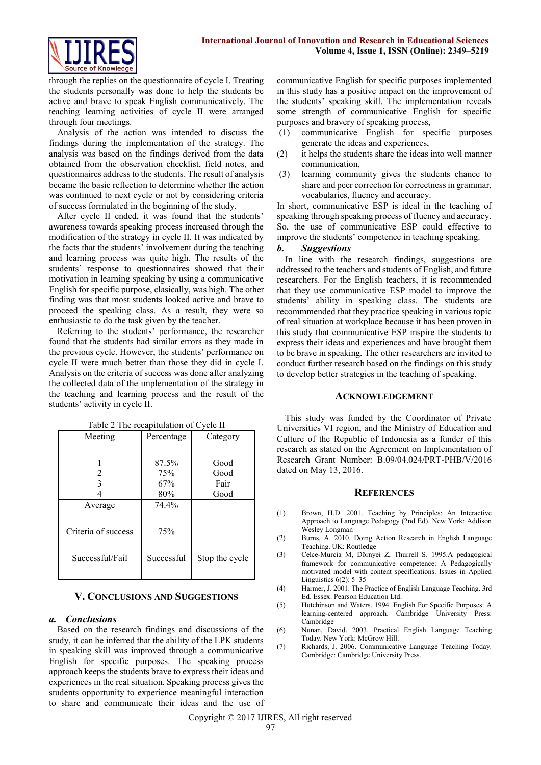through the replies on the questionnaire of cycle I. Treating the students personally was done to help the students be active and brave to speak English communicatively. The teaching learning activities of cycle II were arranged through four meetings.

Analysis of the action was intended to discuss the findings during the implementation of the strategy. The analysis was based on the findings derived from the data obtained from the observation checklist, field notes, and questionnaires address to the students. The result of analysis became the basic reflection to determine whether the action was continued to next cycle or not by considering criteria of success formulated in the beginning of the study.

After cycle II ended, it was found that the students' awareness towards speaking process increased through the modification of the strategy in cycle II. It was indicated by the facts that the students' involvement during the teaching and learning process was quite high. The results of the students' response to questionnaires showed that their motivation in learning speaking by using a communicative English for specific purpose, clasically, was high. The other finding was that most students looked active and brave to proceed the speaking class. As a result, they were so enthusiastic to do the task given by the teacher.

Referring to the students' performance, the researcher found that the students had similar errors as they made in the previous cycle. However, the students' performance on cycle II were much better than those they did in cycle I. Analysis on the criteria of success was done after analyzing the collected data of the implementation of the strategy in the teaching and learning process and the result of the students' activity in cycle II.

Table 2 The recapitulation of Cycle II

| Meeting | Percentage | Category |
|---|---|---|
| 1 | 87.5% | Good |
| 2 | 75% | Good |
| 3 | 67% | Fair |
| 4 | 80% | Good |
| Average | 74.4% | |
| Criteria of success | 75% | |
| Successful/Fail | Successful | Stop the cycle |

## V. Conclusions and Suggestions

### *a. Conclusions*

Based on the research findings and discussions of the study, it can be inferred that the ability of the LPK students in speaking skill was improved through a communicative English for specific purposes. The speaking process approach keeps the students brave to express their ideas and experiences in the real situation. Speaking process gives the students opportunity to experience meaningful interaction to share and communicate their ideas and the use of communicative English for specific purposes implemented in this study has a positive impact on the improvement of the students' speaking skill. The implementation reveals some strength of communicative English for specific purposes and bravery of speaking process,

(1) communicative English for specific purposes generate the ideas and experiences,
(2) it helps the students share the ideas into well manner communication,
(3) learning community gives the students chance to share and peer correction for correctness in grammar, vocabularies, fluency and accuracy.

In short, communicative ESP is ideal in the teaching of speaking through speaking process of fluency and accuracy. So, the use of communicative ESP could effective to improve the students' competence in teaching speaking.

### *b. Suggestions*

In line with the research findings, suggestions are addressed to the teachers and students of English, and future researchers. For the English teachers, it is recommended that they use communicative ESP model to improve the students' ability in speaking class. The students are recommmended that they practice speaking in various topic of real situation at workplace because it has been proven in this study that communicative ESP inspire the students to express their ideas and experiences and have brought them to be brave in speaking. The other researchers are invited to conduct further research based on the findings on this study to develop better strategies in the teaching of speaking.

## Acknowledgement

This study was funded by the Coordinator of Private Universities VI region, and the Ministry of Education and Culture of the Republic of Indonesia as a funder of this research as stated on the Agreement on Implementation of Research Grant Number: B.09/04.024/PRT-PHB/V/2016 dated on May 13, 2016.

## References

(1) Brown, H.D. 2001. Teaching by Principles: An Interactive Approach to Language Pedagogy (2nd Ed). New York: Addison Wesley Longman
(2) Burns, A. 2010. Doing Action Research in English Language Teaching. UK: Routledge
(3) Celce-Murcia M, Dörnyei Z, Thurrell S. 1995.A pedagogical framework for communicative competence: A Pedagogically motivated model with content specifications. Issues in Applied Linguistics 6(2): 5–35
(4) Harmer, J. 2001. The Practice of English Language Teaching. 3rd Ed. Essex: Pearson Education Ltd.
(5) Hutchinson and Waters. 1994. English For Specific Purposes: A learning-centered approach. Cambridge University Press: Cambridge
(6) Nunan, David. 2003. Practical English Language Teaching Today. New York: McGrow Hill.
(7) Richards, J. 2006. Communicative Language Teaching Today. Cambridge: Cambridge University Press.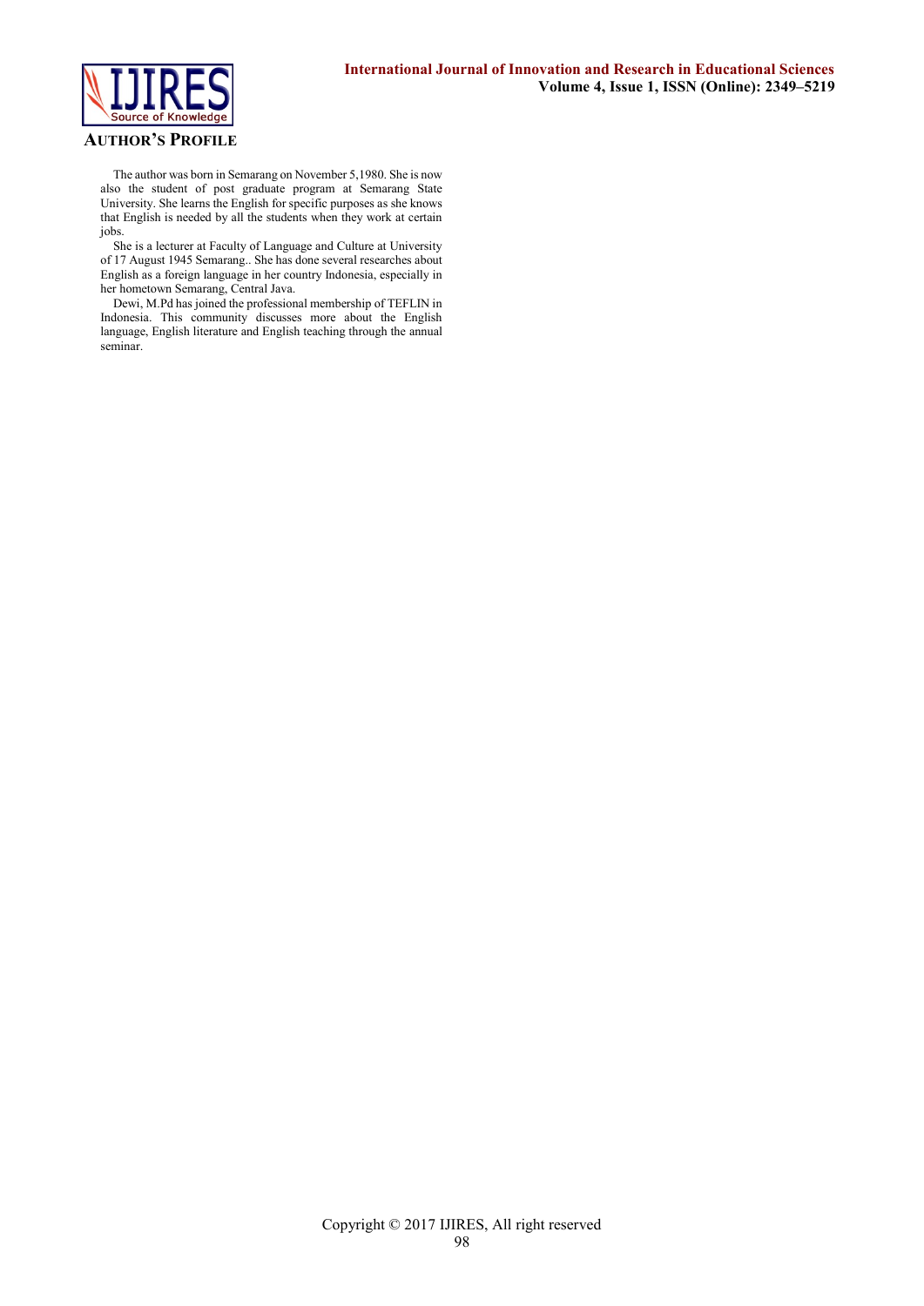## AUTHOR'S PROFILE

The author was born in Semarang on November 5,1980. She is now also the student of post graduate program at Semarang State University. She learns the English for specific purposes as she knows that English is needed by all the students when they work at certain jobs.

She is a lecturer at Faculty of Language and Culture at University of 17 August 1945 Semarang.. She has done several researches about English as a foreign language in her country Indonesia, especially in her hometown Semarang, Central Java.

Dewi, M.Pd has joined the professional membership of TEFLIN in Indonesia. This community discusses more about the English language, English literature and English teaching through the annual seminar.